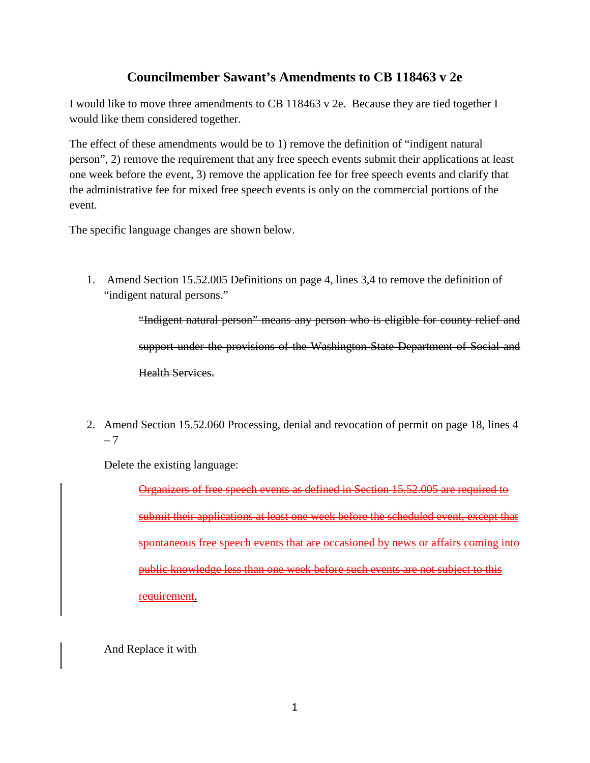# Councilmember Sawant's Amendments to CB 118463 v 2e

I would like to move three amendments to CB 118463 v 2e. Because they are tied together I would like them considered together.

The effect of these amendments would be to 1) remove the definition of "indigent natural person", 2) remove the requirement that any free speech events submit their applications at least one week before the event, 3) remove the application fee for free speech events and clarify that the administrative fee for mixed free speech events is only on the commercial portions of the event.

The specific language changes are shown below.

1. Amend Section 15.52.005 Definitions on page 4, lines 3,4 to remove the definition of "indigent natural persons."

   ~~"Indigent natural person" means any person who is eligible for county relief and support under the provisions of the Washington State Department of Social and Health Services.~~

2. Amend Section 15.52.060 Processing, denial and revocation of permit on page 18, lines 4 – 7

   Delete the existing language:

   ~~Organizers of free speech events as defined in Section 15.52.005 are required to submit their applications at least one week before the scheduled event, except that spontaneous free speech events that are occasioned by news or affairs coming into public knowledge less than one week before such events are not subject to this requirement~~.

   And Replace it with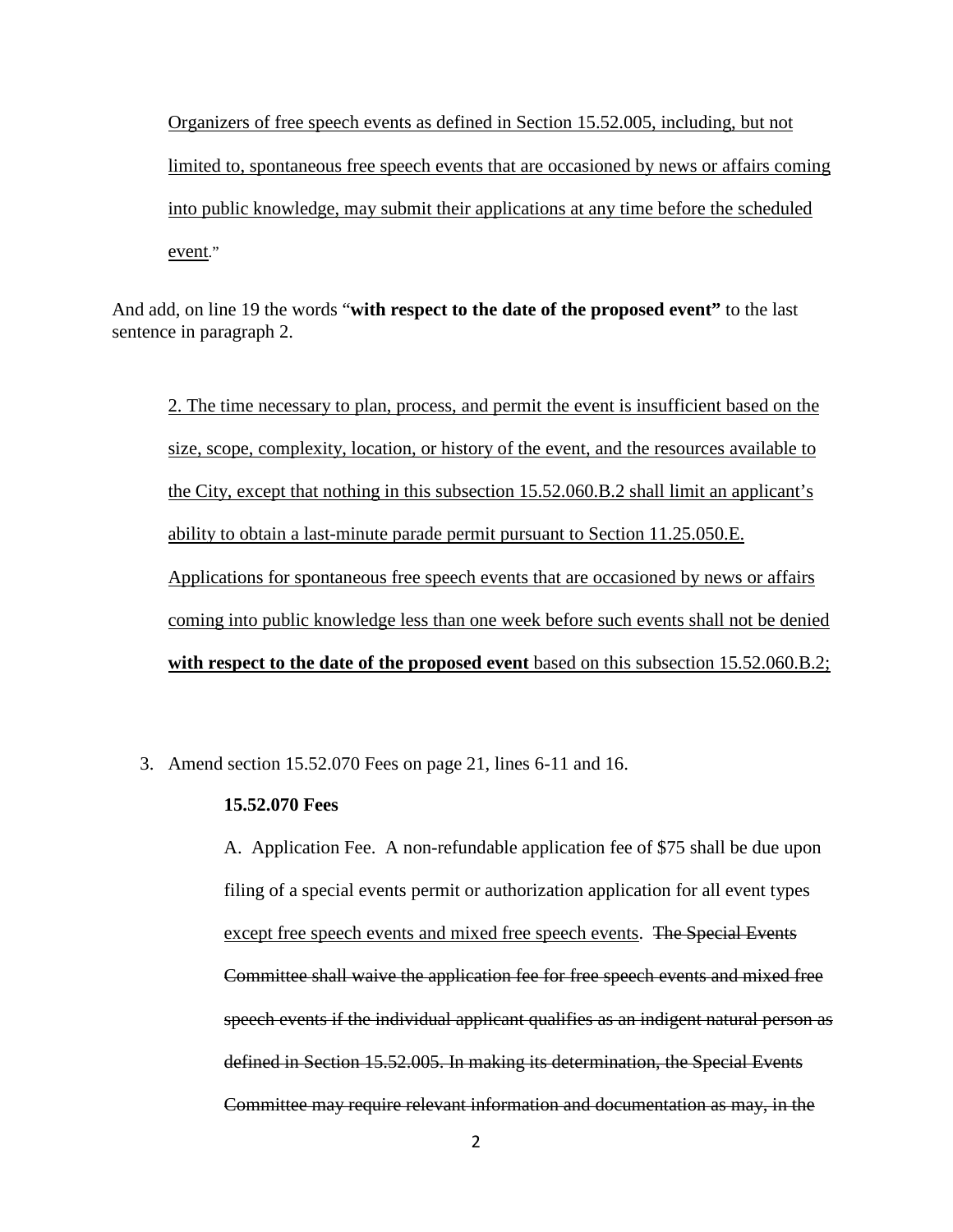<u>Organizers of free speech events as defined in Section 15.52.005, including, but not limited to, spontaneous free speech events that are occasioned by news or affairs coming into public knowledge, may submit their applications at any time before the scheduled event</u>."

And add, on line 19 the words "**with respect to the date of the proposed event"** to the last sentence in paragraph 2.

<u>2. The time necessary to plan, process, and permit the event is insufficient based on the size, scope, complexity, location, or history of the event, and the resources available to the City, except that nothing in this subsection 15.52.060.B.2 shall limit an applicant's ability to obtain a last-minute parade permit pursuant to Section 11.25.050.E. Applications for spontaneous free speech events that are occasioned by news or affairs coming into public knowledge less than one week before such events shall not be denied</u> <u>**with respect to the date of the proposed event**</u> <u>based on this subsection 15.52.060.B.2;</u>

3. Amend section 15.52.070 Fees on page 21, lines 6-11 and 16.

**15.52.070 Fees**

A. Application Fee. A non-refundable application fee of $75 shall be due upon filing of a special events permit or authorization application for all event types <u>except free speech events and mixed free speech events</u>. ~~The Special Events Committee shall waive the application fee for free speech events and mixed free speech events if the individual applicant qualifies as an indigent natural person as defined in Section 15.52.005. In making its determination, the Special Events Committee may require relevant information and documentation as may, in the~~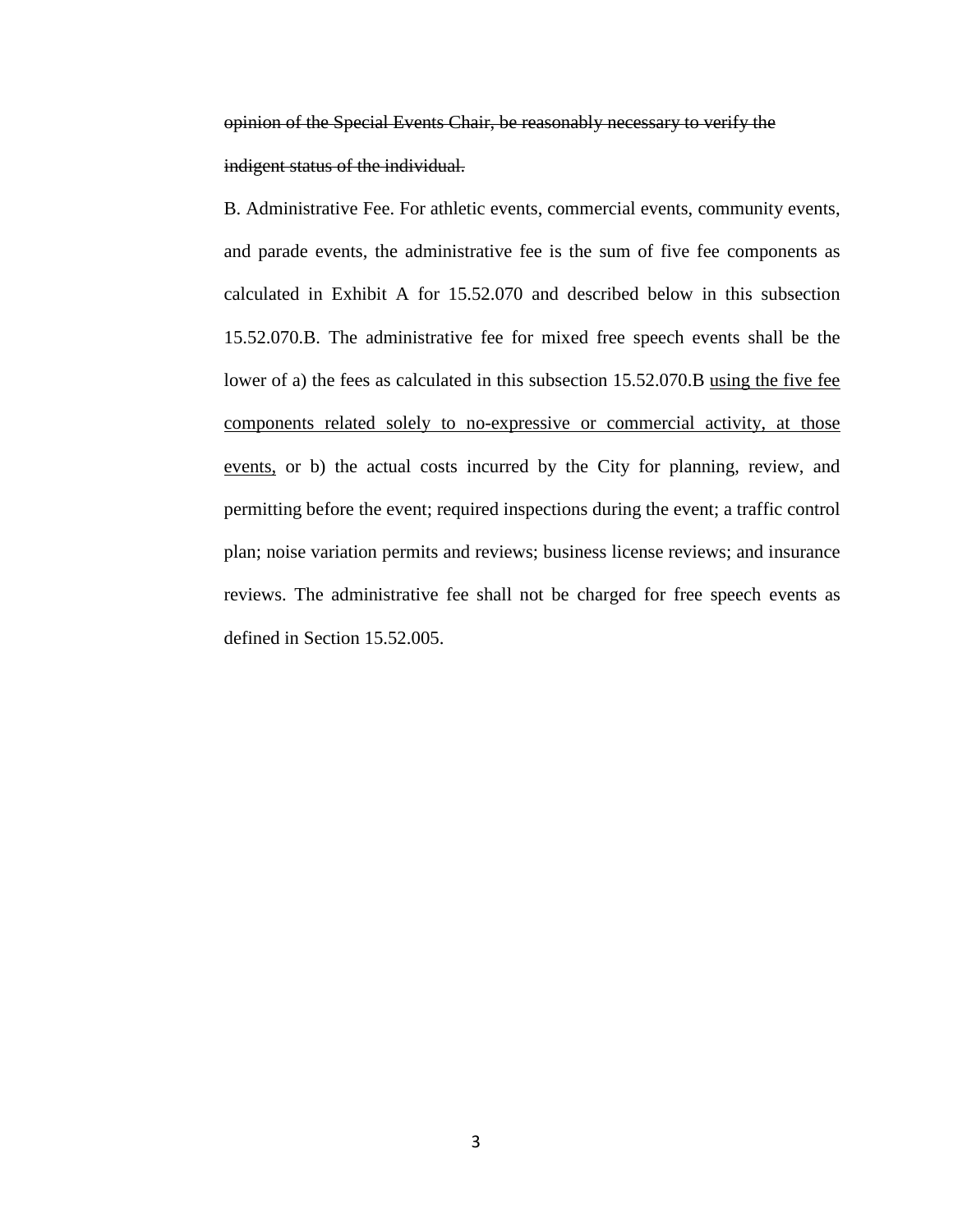~~opinion of the Special Events Chair, be reasonably necessary to verify the indigent status of the individual.~~

B. Administrative Fee. For athletic events, commercial events, community events, and parade events, the administrative fee is the sum of five fee components as calculated in Exhibit A for 15.52.070 and described below in this subsection 15.52.070.B. The administrative fee for mixed free speech events shall be the lower of a) the fees as calculated in this subsection 15.52.070.B <u>using the five fee components related solely to no-expressive or commercial activity, at those events,</u> or b) the actual costs incurred by the City for planning, review, and permitting before the event; required inspections during the event; a traffic control plan; noise variation permits and reviews; business license reviews; and insurance reviews. The administrative fee shall not be charged for free speech events as defined in Section 15.52.005.